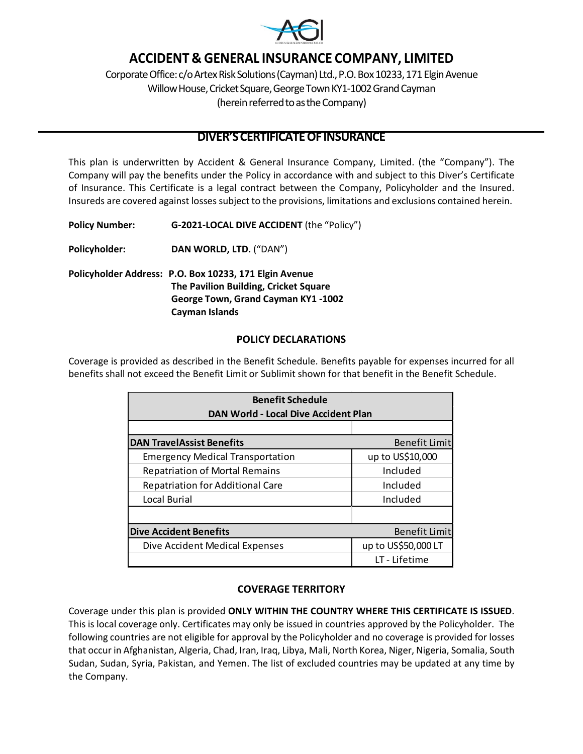# ACCIDENT & GENERAL INSURANCE COMPANY, LIMITED

Corporate Office: c/o Artex Risk Solutions (Cayman) Ltd., P.O. Box 10233, 171 Elgin Avenue
Willow House, Cricket Square, George Town KY1-1002 Grand Cayman
(herein referred to as the Company)

## DIVER'S CERTIFICATE OF INSURANCE

This plan is underwritten by Accident & General Insurance Company, Limited. (the "Company"). The Company will pay the benefits under the Policy in accordance with and subject to this Diver's Certificate of Insurance. This Certificate is a legal contract between the Company, Policyholder and the Insured. Insureds are covered against losses subject to the provisions, limitations and exclusions contained herein.

**Policy Number:** **G-2021-LOCAL DIVE ACCIDENT** (the "Policy")

**Policyholder:** **DAN WORLD, LTD.** ("DAN")

**Policyholder Address:** **P.O. Box 10233, 171 Elgin Avenue**
**The Pavilion Building, Cricket Square**
**George Town, Grand Cayman KY1 -1002**
**Cayman Islands**

### POLICY DECLARATIONS

Coverage is provided as described in the Benefit Schedule. Benefits payable for expenses incurred for all benefits shall not exceed the Benefit Limit or Sublimit shown for that benefit in the Benefit Schedule.

| **Benefit Schedule DAN World - Local Dive Accident Plan** | |
|---|---|
| | |
| **DAN TravelAssist Benefits** | Benefit Limit |
| Emergency Medical Transportation | up to US$10,000 |
| Repatriation of Mortal Remains | Included |
| Repatriation for Additional Care | Included |
| Local Burial | Included |
| | |
| **Dive Accident Benefits** | Benefit Limit |
| Dive Accident Medical Expenses | up to US$50,000 LT |
| | LT - Lifetime |

### COVERAGE TERRITORY

Coverage under this plan is provided **ONLY WITHIN THE COUNTRY WHERE THIS CERTIFICATE IS ISSUED**. This is local coverage only. Certificates may only be issued in countries approved by the Policyholder. The following countries are not eligible for approval by the Policyholder and no coverage is provided for losses that occur in Afghanistan, Algeria, Chad, Iran, Iraq, Libya, Mali, North Korea, Niger, Nigeria, Somalia, South Sudan, Sudan, Syria, Pakistan, and Yemen. The list of excluded countries may be updated at any time by the Company.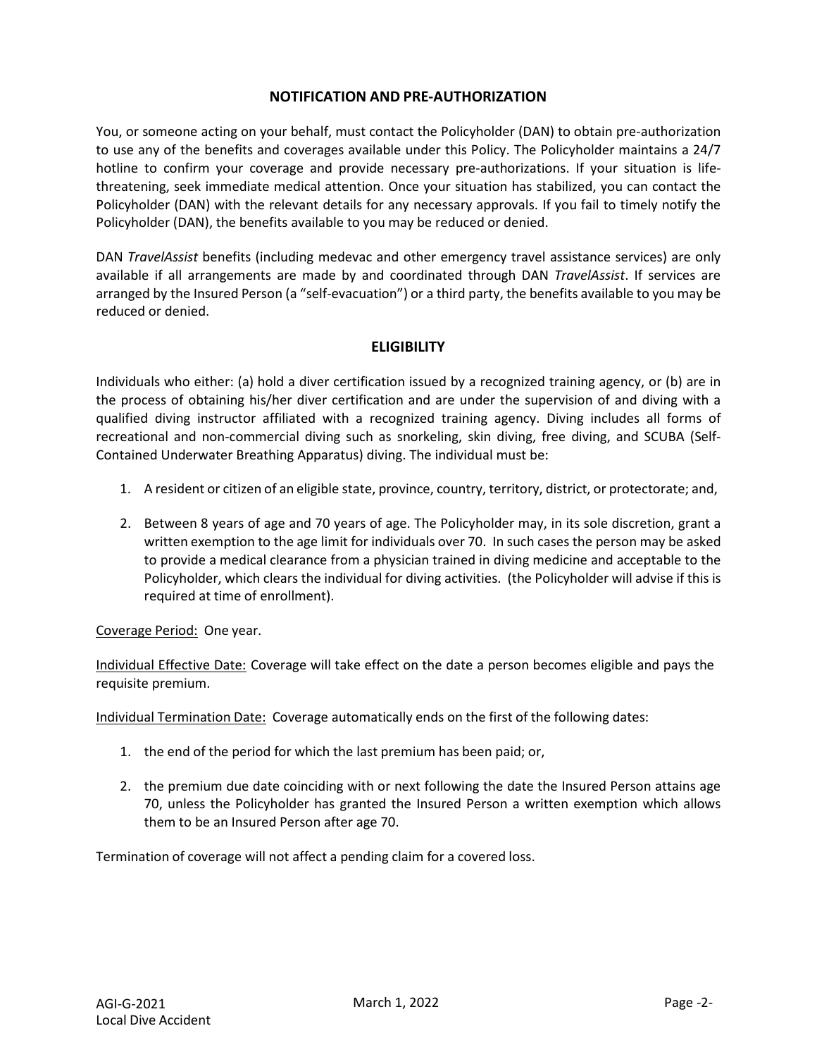## NOTIFICATION AND PRE-AUTHORIZATION

You, or someone acting on your behalf, must contact the Policyholder (DAN) to obtain pre-authorization to use any of the benefits and coverages available under this Policy. The Policyholder maintains a 24/7 hotline to confirm your coverage and provide necessary pre-authorizations. If your situation is life-threatening, seek immediate medical attention. Once your situation has stabilized, you can contact the Policyholder (DAN) with the relevant details for any necessary approvals. If you fail to timely notify the Policyholder (DAN), the benefits available to you may be reduced or denied.

DAN *TravelAssist* benefits (including medevac and other emergency travel assistance services) are only available if all arrangements are made by and coordinated through DAN *TravelAssist*. If services are arranged by the Insured Person (a "self-evacuation") or a third party, the benefits available to you may be reduced or denied.

## ELIGIBILITY

Individuals who either: (a) hold a diver certification issued by a recognized training agency, or (b) are in the process of obtaining his/her diver certification and are under the supervision of and diving with a qualified diving instructor affiliated with a recognized training agency. Diving includes all forms of recreational and non-commercial diving such as snorkeling, skin diving, free diving, and SCUBA (Self-Contained Underwater Breathing Apparatus) diving. The individual must be:

1. A resident or citizen of an eligible state, province, country, territory, district, or protectorate; and,
2. Between 8 years of age and 70 years of age. The Policyholder may, in its sole discretion, grant a written exemption to the age limit for individuals over 70. In such cases the person may be asked to provide a medical clearance from a physician trained in diving medicine and acceptable to the Policyholder, which clears the individual for diving activities. (the Policyholder will advise if this is required at time of enrollment).

<u>Coverage Period:</u> One year.

<u>Individual Effective Date:</u> Coverage will take effect on the date a person becomes eligible and pays the requisite premium.

<u>Individual Termination Date:</u> Coverage automatically ends on the first of the following dates:

1. the end of the period for which the last premium has been paid; or,
2. the premium due date coinciding with or next following the date the Insured Person attains age 70, unless the Policyholder has granted the Insured Person a written exemption which allows them to be an Insured Person after age 70.

Termination of coverage will not affect a pending claim for a covered loss.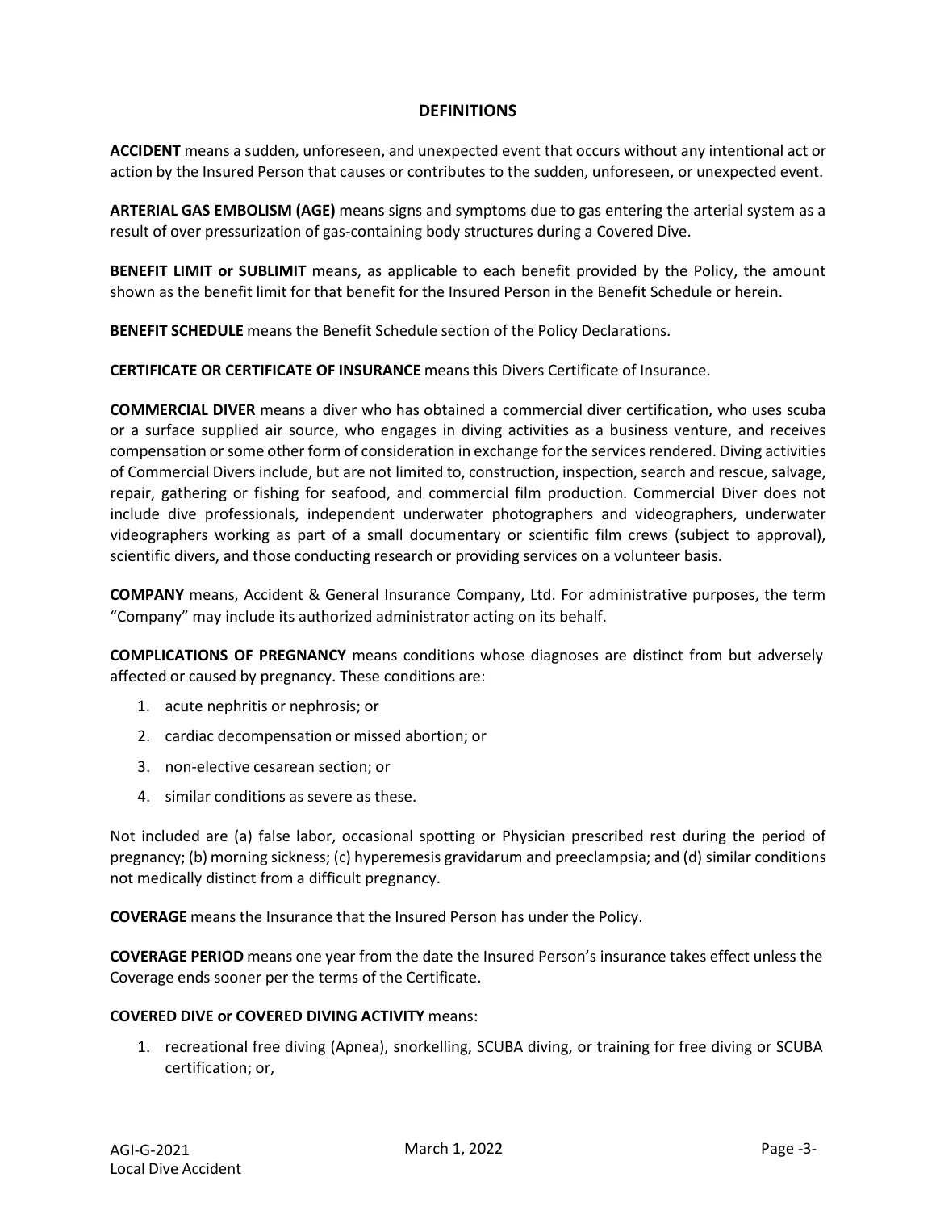## DEFINITIONS

**ACCIDENT** means a sudden, unforeseen, and unexpected event that occurs without any intentional act or action by the Insured Person that causes or contributes to the sudden, unforeseen, or unexpected event.

**ARTERIAL GAS EMBOLISM (AGE)** means signs and symptoms due to gas entering the arterial system as a result of over pressurization of gas-containing body structures during a Covered Dive.

**BENEFIT LIMIT or SUBLIMIT** means, as applicable to each benefit provided by the Policy, the amount shown as the benefit limit for that benefit for the Insured Person in the Benefit Schedule or herein.

**BENEFIT SCHEDULE** means the Benefit Schedule section of the Policy Declarations.

**CERTIFICATE OR CERTIFICATE OF INSURANCE** means this Divers Certificate of Insurance.

**COMMERCIAL DIVER** means a diver who has obtained a commercial diver certification, who uses scuba or a surface supplied air source, who engages in diving activities as a business venture, and receives compensation or some other form of consideration in exchange for the services rendered. Diving activities of Commercial Divers include, but are not limited to, construction, inspection, search and rescue, salvage, repair, gathering or fishing for seafood, and commercial film production. Commercial Diver does not include dive professionals, independent underwater photographers and videographers, underwater videographers working as part of a small documentary or scientific film crews (subject to approval), scientific divers, and those conducting research or providing services on a volunteer basis.

**COMPANY** means, Accident & General Insurance Company, Ltd. For administrative purposes, the term "Company" may include its authorized administrator acting on its behalf.

**COMPLICATIONS OF PREGNANCY** means conditions whose diagnoses are distinct from but adversely affected or caused by pregnancy. These conditions are:

1. acute nephritis or nephrosis; or
2. cardiac decompensation or missed abortion; or
3. non-elective cesarean section; or
4. similar conditions as severe as these.

Not included are (a) false labor, occasional spotting or Physician prescribed rest during the period of pregnancy; (b) morning sickness; (c) hyperemesis gravidarum and preeclampsia; and (d) similar conditions not medically distinct from a difficult pregnancy.

**COVERAGE** means the Insurance that the Insured Person has under the Policy.

**COVERAGE PERIOD** means one year from the date the Insured Person's insurance takes effect unless the Coverage ends sooner per the terms of the Certificate.

**COVERED DIVE or COVERED DIVING ACTIVITY** means:

1. recreational free diving (Apnea), snorkelling, SCUBA diving, or training for free diving or SCUBA certification; or,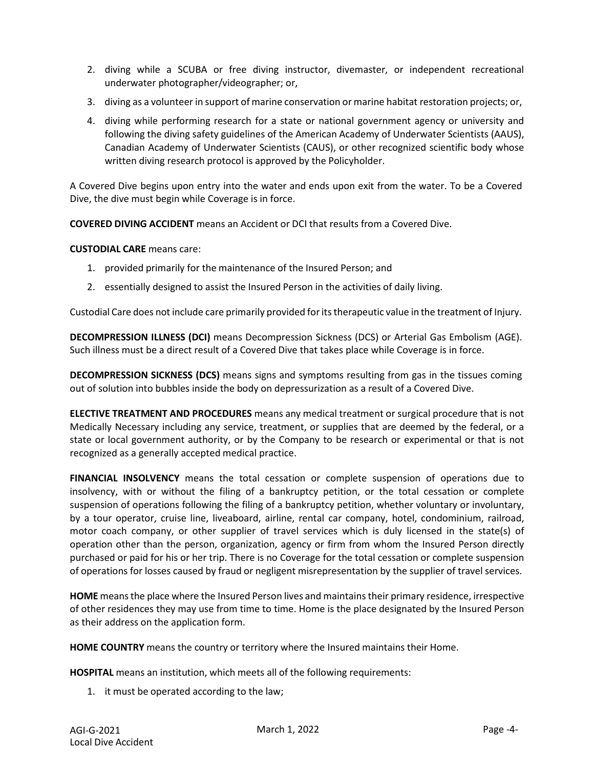2. diving while a SCUBA or free diving instructor, divemaster, or independent recreational underwater photographer/videographer; or,
3. diving as a volunteer in support of marine conservation or marine habitat restoration projects; or,
4. diving while performing research for a state or national government agency or university and following the diving safety guidelines of the American Academy of Underwater Scientists (AAUS), Canadian Academy of Underwater Scientists (CAUS), or other recognized scientific body whose written diving research protocol is approved by the Policyholder.

A Covered Dive begins upon entry into the water and ends upon exit from the water. To be a Covered Dive, the dive must begin while Coverage is in force.

**COVERED DIVING ACCIDENT** means an Accident or DCI that results from a Covered Dive.

**CUSTODIAL CARE** means care:

1. provided primarily for the maintenance of the Insured Person; and
2. essentially designed to assist the Insured Person in the activities of daily living.

Custodial Care does not include care primarily provided for its therapeutic value in the treatment of Injury.

**DECOMPRESSION ILLNESS (DCI)** means Decompression Sickness (DCS) or Arterial Gas Embolism (AGE). Such illness must be a direct result of a Covered Dive that takes place while Coverage is in force.

**DECOMPRESSION SICKNESS (DCS)** means signs and symptoms resulting from gas in the tissues coming out of solution into bubbles inside the body on depressurization as a result of a Covered Dive.

**ELECTIVE TREATMENT AND PROCEDURES** means any medical treatment or surgical procedure that is not Medically Necessary including any service, treatment, or supplies that are deemed by the federal, or a state or local government authority, or by the Company to be research or experimental or that is not recognized as a generally accepted medical practice.

**FINANCIAL INSOLVENCY** means the total cessation or complete suspension of operations due to insolvency, with or without the filing of a bankruptcy petition, or the total cessation or complete suspension of operations following the filing of a bankruptcy petition, whether voluntary or involuntary, by a tour operator, cruise line, liveaboard, airline, rental car company, hotel, condominium, railroad, motor coach company, or other supplier of travel services which is duly licensed in the state(s) of operation other than the person, organization, agency or firm from whom the Insured Person directly purchased or paid for his or her trip. There is no Coverage for the total cessation or complete suspension of operations for losses caused by fraud or negligent misrepresentation by the supplier of travel services.

**HOME** means the place where the Insured Person lives and maintains their primary residence, irrespective of other residences they may use from time to time. Home is the place designated by the Insured Person as their address on the application form.

**HOME COUNTRY** means the country or territory where the Insured maintains their Home.

**HOSPITAL** means an institution, which meets all of the following requirements:

1. it must be operated according to the law;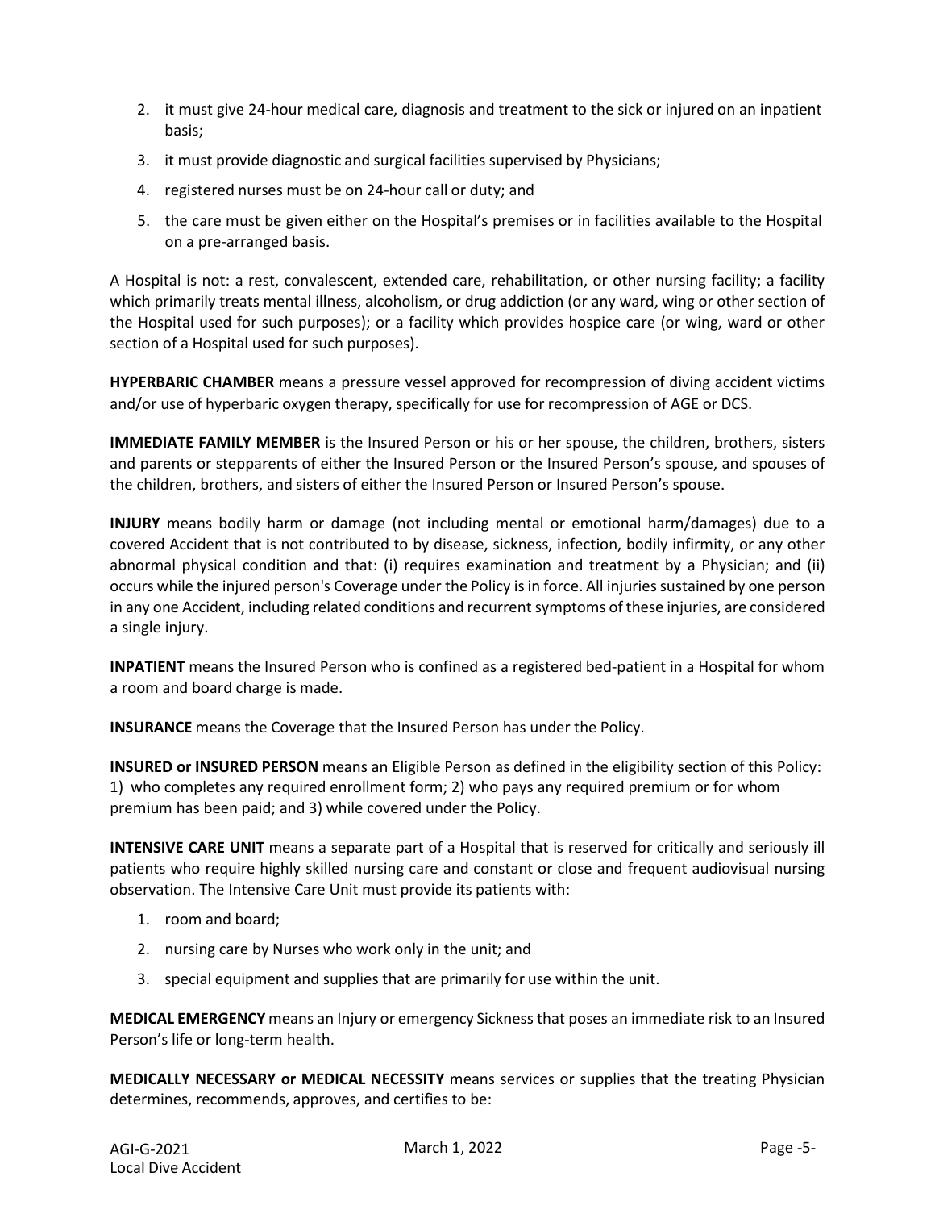2. it must give 24-hour medical care, diagnosis and treatment to the sick or injured on an inpatient basis;
3. it must provide diagnostic and surgical facilities supervised by Physicians;
4. registered nurses must be on 24-hour call or duty; and
5. the care must be given either on the Hospital's premises or in facilities available to the Hospital on a pre-arranged basis.

A Hospital is not: a rest, convalescent, extended care, rehabilitation, or other nursing facility; a facility which primarily treats mental illness, alcoholism, or drug addiction (or any ward, wing or other section of the Hospital used for such purposes); or a facility which provides hospice care (or wing, ward or other section of a Hospital used for such purposes).

**HYPERBARIC CHAMBER** means a pressure vessel approved for recompression of diving accident victims and/or use of hyperbaric oxygen therapy, specifically for use for recompression of AGE or DCS.

**IMMEDIATE FAMILY MEMBER** is the Insured Person or his or her spouse, the children, brothers, sisters and parents or stepparents of either the Insured Person or the Insured Person's spouse, and spouses of the children, brothers, and sisters of either the Insured Person or Insured Person's spouse.

**INJURY** means bodily harm or damage (not including mental or emotional harm/damages) due to a covered Accident that is not contributed to by disease, sickness, infection, bodily infirmity, or any other abnormal physical condition and that: (i) requires examination and treatment by a Physician; and (ii) occurs while the injured person's Coverage under the Policy is in force. All injuries sustained by one person in any one Accident, including related conditions and recurrent symptoms of these injuries, are considered a single injury.

**INPATIENT** means the Insured Person who is confined as a registered bed-patient in a Hospital for whom a room and board charge is made.

**INSURANCE** means the Coverage that the Insured Person has under the Policy.

**INSURED or INSURED PERSON** means an Eligible Person as defined in the eligibility section of this Policy: 1) who completes any required enrollment form; 2) who pays any required premium or for whom premium has been paid; and 3) while covered under the Policy.

**INTENSIVE CARE UNIT** means a separate part of a Hospital that is reserved for critically and seriously ill patients who require highly skilled nursing care and constant or close and frequent audiovisual nursing observation. The Intensive Care Unit must provide its patients with:

1. room and board;
2. nursing care by Nurses who work only in the unit; and
3. special equipment and supplies that are primarily for use within the unit.

**MEDICAL EMERGENCY** means an Injury or emergency Sickness that poses an immediate risk to an Insured Person's life or long-term health.

**MEDICALLY NECESSARY or MEDICAL NECESSITY** means services or supplies that the treating Physician determines, recommends, approves, and certifies to be: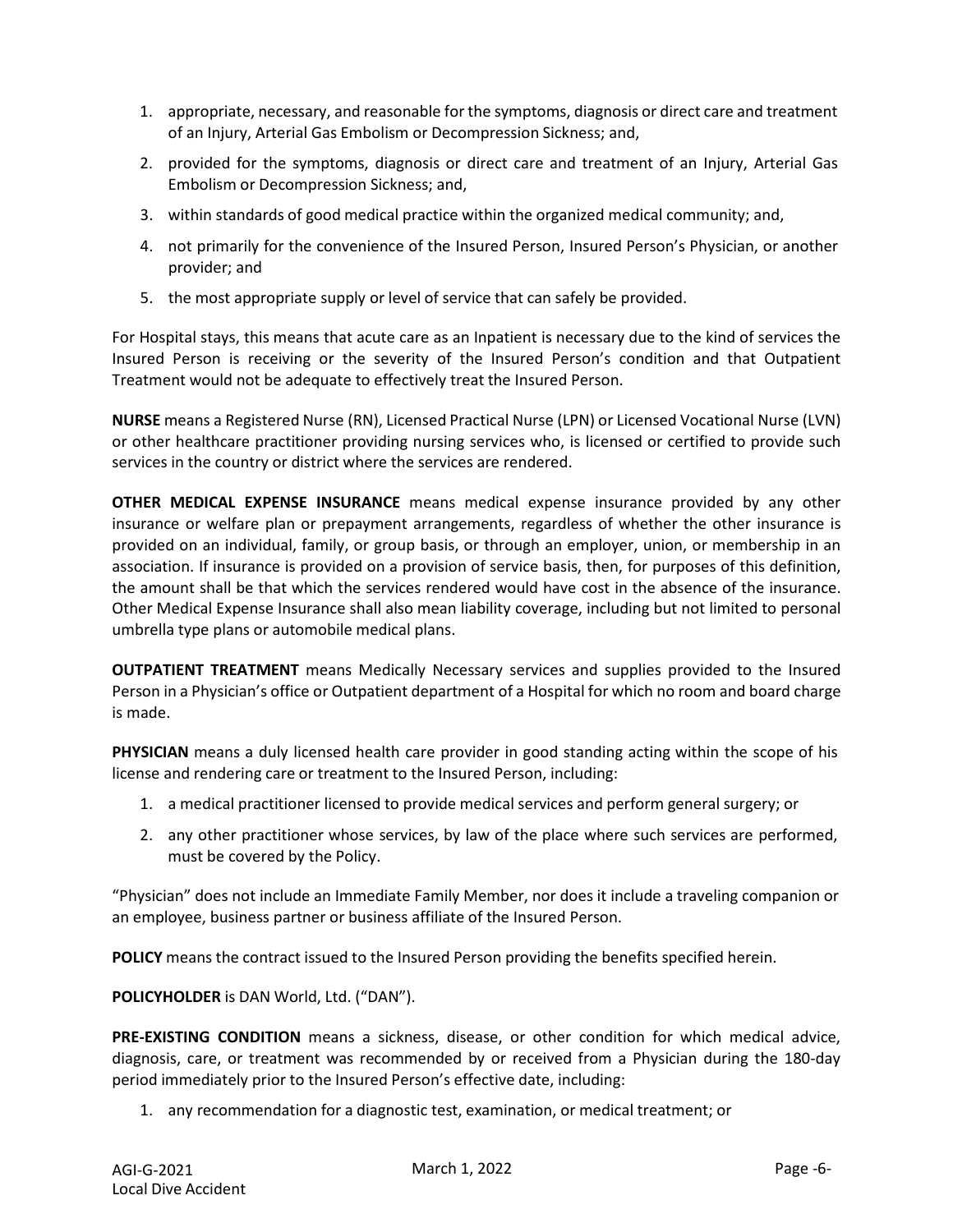1. appropriate, necessary, and reasonable for the symptoms, diagnosis or direct care and treatment of an Injury, Arterial Gas Embolism or Decompression Sickness; and,
2. provided for the symptoms, diagnosis or direct care and treatment of an Injury, Arterial Gas Embolism or Decompression Sickness; and,
3. within standards of good medical practice within the organized medical community; and,
4. not primarily for the convenience of the Insured Person, Insured Person's Physician, or another provider; and
5. the most appropriate supply or level of service that can safely be provided.

For Hospital stays, this means that acute care as an Inpatient is necessary due to the kind of services the Insured Person is receiving or the severity of the Insured Person's condition and that Outpatient Treatment would not be adequate to effectively treat the Insured Person.

**NURSE** means a Registered Nurse (RN), Licensed Practical Nurse (LPN) or Licensed Vocational Nurse (LVN) or other healthcare practitioner providing nursing services who, is licensed or certified to provide such services in the country or district where the services are rendered.

**OTHER MEDICAL EXPENSE INSURANCE** means medical expense insurance provided by any other insurance or welfare plan or prepayment arrangements, regardless of whether the other insurance is provided on an individual, family, or group basis, or through an employer, union, or membership in an association. If insurance is provided on a provision of service basis, then, for purposes of this definition, the amount shall be that which the services rendered would have cost in the absence of the insurance. Other Medical Expense Insurance shall also mean liability coverage, including but not limited to personal umbrella type plans or automobile medical plans.

**OUTPATIENT TREATMENT** means Medically Necessary services and supplies provided to the Insured Person in a Physician's office or Outpatient department of a Hospital for which no room and board charge is made.

**PHYSICIAN** means a duly licensed health care provider in good standing acting within the scope of his license and rendering care or treatment to the Insured Person, including:

1. a medical practitioner licensed to provide medical services and perform general surgery; or
2. any other practitioner whose services, by law of the place where such services are performed, must be covered by the Policy.

"Physician" does not include an Immediate Family Member, nor does it include a traveling companion or an employee, business partner or business affiliate of the Insured Person.

**POLICY** means the contract issued to the Insured Person providing the benefits specified herein.

**POLICYHOLDER** is DAN World, Ltd. ("DAN").

**PRE-EXISTING CONDITION** means a sickness, disease, or other condition for which medical advice, diagnosis, care, or treatment was recommended by or received from a Physician during the 180-day period immediately prior to the Insured Person's effective date, including:

1. any recommendation for a diagnostic test, examination, or medical treatment; or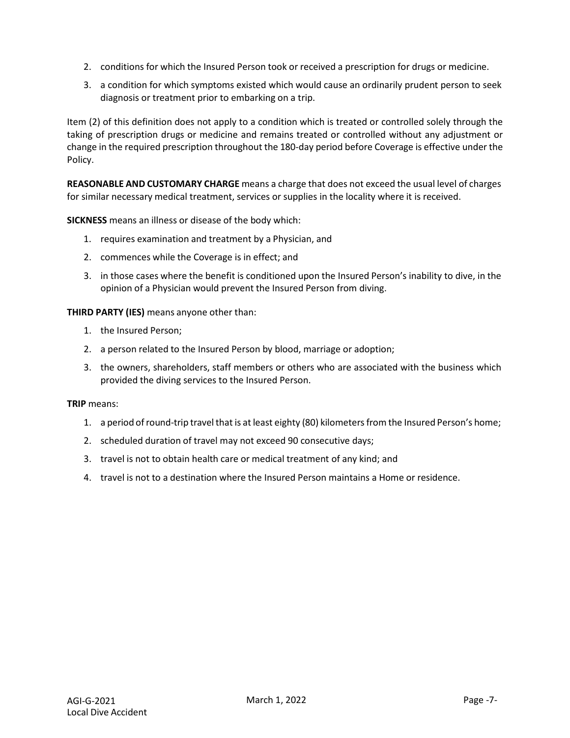2. conditions for which the Insured Person took or received a prescription for drugs or medicine.
3. a condition for which symptoms existed which would cause an ordinarily prudent person to seek diagnosis or treatment prior to embarking on a trip.

Item (2) of this definition does not apply to a condition which is treated or controlled solely through the taking of prescription drugs or medicine and remains treated or controlled without any adjustment or change in the required prescription throughout the 180-day period before Coverage is effective under the Policy.

**REASONABLE AND CUSTOMARY CHARGE** means a charge that does not exceed the usual level of charges for similar necessary medical treatment, services or supplies in the locality where it is received.

**SICKNESS** means an illness or disease of the body which:

1. requires examination and treatment by a Physician, and
2. commences while the Coverage is in effect; and
3. in those cases where the benefit is conditioned upon the Insured Person's inability to dive, in the opinion of a Physician would prevent the Insured Person from diving.

**THIRD PARTY (IES)** means anyone other than:

1. the Insured Person;
2. a person related to the Insured Person by blood, marriage or adoption;
3. the owners, shareholders, staff members or others who are associated with the business which provided the diving services to the Insured Person.

**TRIP** means:

1. a period of round-trip travel that is at least eighty (80) kilometers from the Insured Person's home;
2. scheduled duration of travel may not exceed 90 consecutive days;
3. travel is not to obtain health care or medical treatment of any kind; and
4. travel is not to a destination where the Insured Person maintains a Home or residence.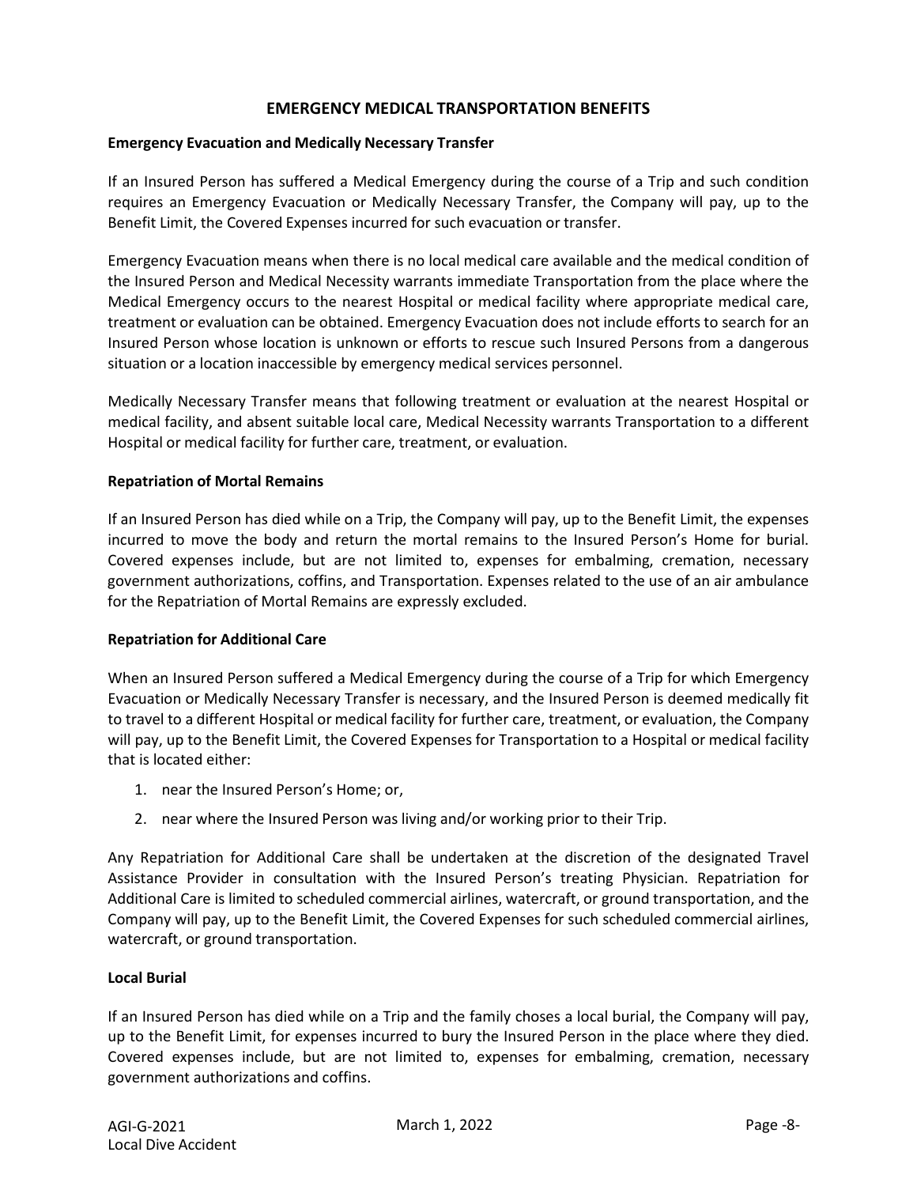## EMERGENCY MEDICAL TRANSPORTATION BENEFITS

**Emergency Evacuation and Medically Necessary Transfer**

If an Insured Person has suffered a Medical Emergency during the course of a Trip and such condition requires an Emergency Evacuation or Medically Necessary Transfer, the Company will pay, up to the Benefit Limit, the Covered Expenses incurred for such evacuation or transfer.

Emergency Evacuation means when there is no local medical care available and the medical condition of the Insured Person and Medical Necessity warrants immediate Transportation from the place where the Medical Emergency occurs to the nearest Hospital or medical facility where appropriate medical care, treatment or evaluation can be obtained. Emergency Evacuation does not include efforts to search for an Insured Person whose location is unknown or efforts to rescue such Insured Persons from a dangerous situation or a location inaccessible by emergency medical services personnel.

Medically Necessary Transfer means that following treatment or evaluation at the nearest Hospital or medical facility, and absent suitable local care, Medical Necessity warrants Transportation to a different Hospital or medical facility for further care, treatment, or evaluation.

**Repatriation of Mortal Remains**

If an Insured Person has died while on a Trip, the Company will pay, up to the Benefit Limit, the expenses incurred to move the body and return the mortal remains to the Insured Person's Home for burial. Covered expenses include, but are not limited to, expenses for embalming, cremation, necessary government authorizations, coffins, and Transportation. Expenses related to the use of an air ambulance for the Repatriation of Mortal Remains are expressly excluded.

**Repatriation for Additional Care**

When an Insured Person suffered a Medical Emergency during the course of a Trip for which Emergency Evacuation or Medically Necessary Transfer is necessary, and the Insured Person is deemed medically fit to travel to a different Hospital or medical facility for further care, treatment, or evaluation, the Company will pay, up to the Benefit Limit, the Covered Expenses for Transportation to a Hospital or medical facility that is located either:

1. near the Insured Person's Home; or,
2. near where the Insured Person was living and/or working prior to their Trip.

Any Repatriation for Additional Care shall be undertaken at the discretion of the designated Travel Assistance Provider in consultation with the Insured Person's treating Physician. Repatriation for Additional Care is limited to scheduled commercial airlines, watercraft, or ground transportation, and the Company will pay, up to the Benefit Limit, the Covered Expenses for such scheduled commercial airlines, watercraft, or ground transportation.

**Local Burial**

If an Insured Person has died while on a Trip and the family choses a local burial, the Company will pay, up to the Benefit Limit, for expenses incurred to bury the Insured Person in the place where they died. Covered expenses include, but are not limited to, expenses for embalming, cremation, necessary government authorizations and coffins.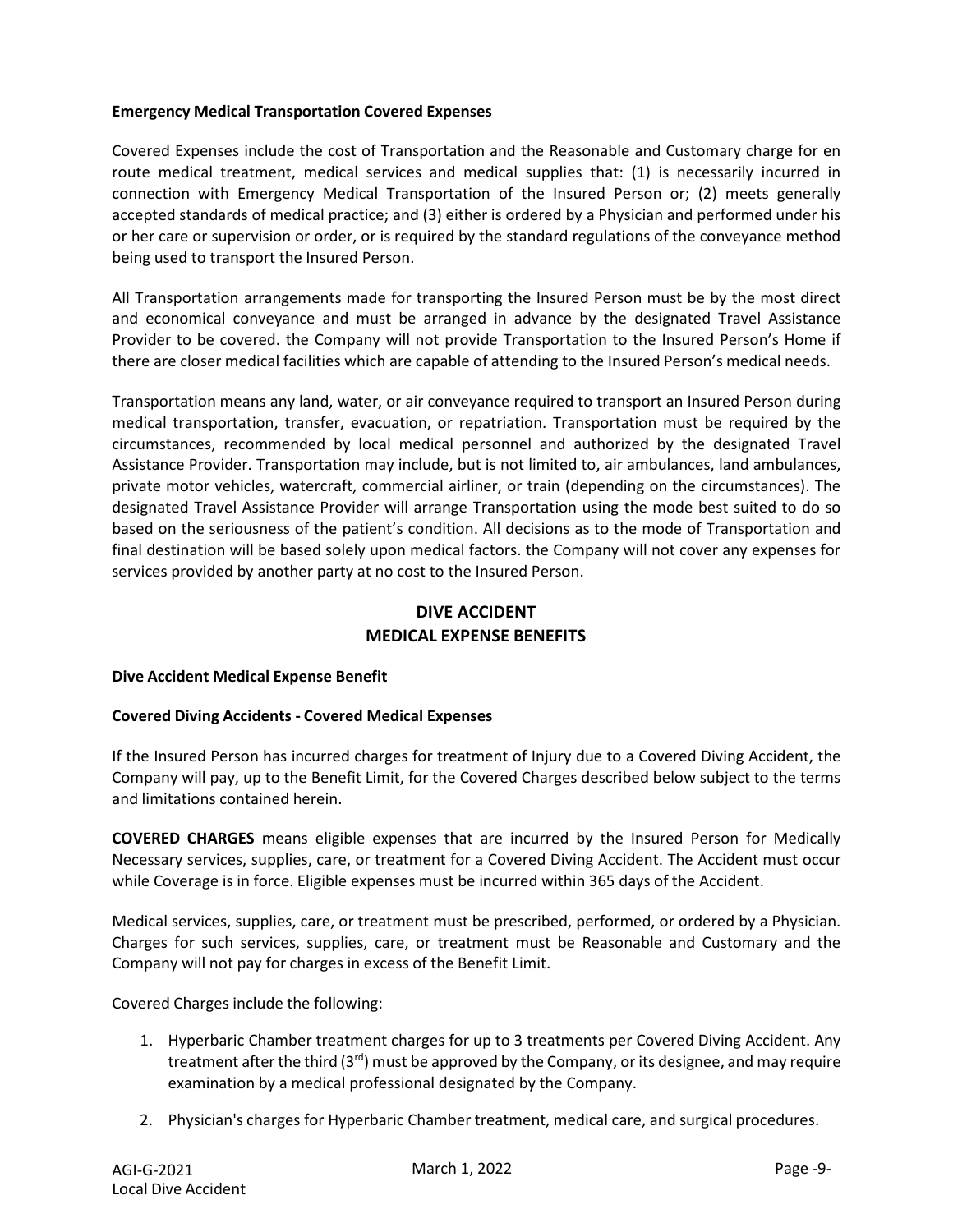**Emergency Medical Transportation Covered Expenses**

Covered Expenses include the cost of Transportation and the Reasonable and Customary charge for en route medical treatment, medical services and medical supplies that: (1) is necessarily incurred in connection with Emergency Medical Transportation of the Insured Person or; (2) meets generally accepted standards of medical practice; and (3) either is ordered by a Physician and performed under his or her care or supervision or order, or is required by the standard regulations of the conveyance method being used to transport the Insured Person.

All Transportation arrangements made for transporting the Insured Person must be by the most direct and economical conveyance and must be arranged in advance by the designated Travel Assistance Provider to be covered. the Company will not provide Transportation to the Insured Person's Home if there are closer medical facilities which are capable of attending to the Insured Person's medical needs.

Transportation means any land, water, or air conveyance required to transport an Insured Person during medical transportation, transfer, evacuation, or repatriation. Transportation must be required by the circumstances, recommended by local medical personnel and authorized by the designated Travel Assistance Provider. Transportation may include, but is not limited to, air ambulances, land ambulances, private motor vehicles, watercraft, commercial airliner, or train (depending on the circumstances). The designated Travel Assistance Provider will arrange Transportation using the mode best suited to do so based on the seriousness of the patient's condition. All decisions as to the mode of Transportation and final destination will be based solely upon medical factors. the Company will not cover any expenses for services provided by another party at no cost to the Insured Person.

## DIVE ACCIDENT MEDICAL EXPENSE BENEFITS

**Dive Accident Medical Expense Benefit**

**Covered Diving Accidents - Covered Medical Expenses**

If the Insured Person has incurred charges for treatment of Injury due to a Covered Diving Accident, the Company will pay, up to the Benefit Limit, for the Covered Charges described below subject to the terms and limitations contained herein.

**COVERED CHARGES** means eligible expenses that are incurred by the Insured Person for Medically Necessary services, supplies, care, or treatment for a Covered Diving Accident. The Accident must occur while Coverage is in force. Eligible expenses must be incurred within 365 days of the Accident.

Medical services, supplies, care, or treatment must be prescribed, performed, or ordered by a Physician. Charges for such services, supplies, care, or treatment must be Reasonable and Customary and the Company will not pay for charges in excess of the Benefit Limit.

Covered Charges include the following:

1. Hyperbaric Chamber treatment charges for up to 3 treatments per Covered Diving Accident. Any treatment after the third (3rd) must be approved by the Company, or its designee, and may require examination by a medical professional designated by the Company.
2. Physician's charges for Hyperbaric Chamber treatment, medical care, and surgical procedures.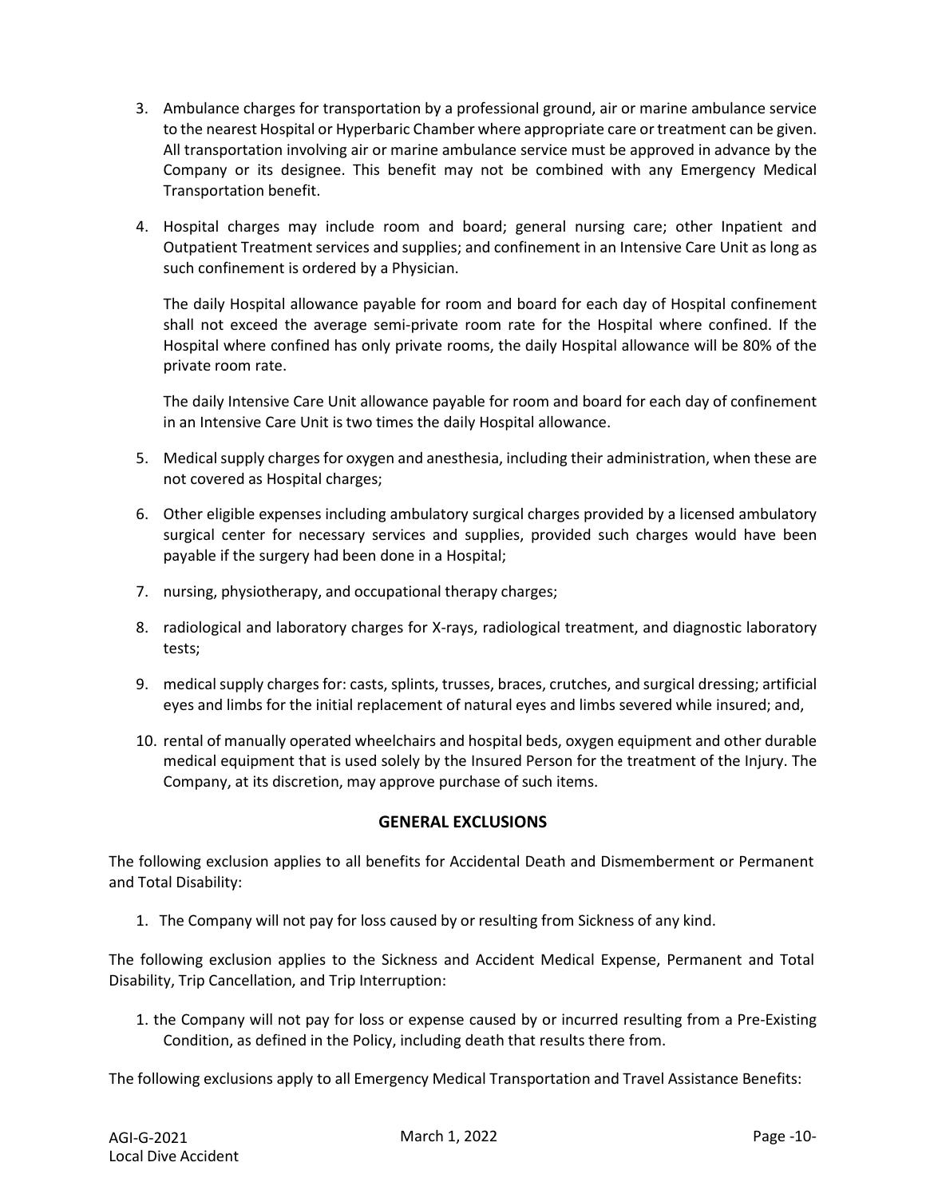3. Ambulance charges for transportation by a professional ground, air or marine ambulance service to the nearest Hospital or Hyperbaric Chamber where appropriate care or treatment can be given. All transportation involving air or marine ambulance service must be approved in advance by the Company or its designee. This benefit may not be combined with any Emergency Medical Transportation benefit.

4. Hospital charges may include room and board; general nursing care; other Inpatient and Outpatient Treatment services and supplies; and confinement in an Intensive Care Unit as long as such confinement is ordered by a Physician.

   The daily Hospital allowance payable for room and board for each day of Hospital confinement shall not exceed the average semi-private room rate for the Hospital where confined. If the Hospital where confined has only private rooms, the daily Hospital allowance will be 80% of the private room rate.

   The daily Intensive Care Unit allowance payable for room and board for each day of confinement in an Intensive Care Unit is two times the daily Hospital allowance.

5. Medical supply charges for oxygen and anesthesia, including their administration, when these are not covered as Hospital charges;

6. Other eligible expenses including ambulatory surgical charges provided by a licensed ambulatory surgical center for necessary services and supplies, provided such charges would have been payable if the surgery had been done in a Hospital;

7. nursing, physiotherapy, and occupational therapy charges;

8. radiological and laboratory charges for X-rays, radiological treatment, and diagnostic laboratory tests;

9. medical supply charges for: casts, splints, trusses, braces, crutches, and surgical dressing; artificial eyes and limbs for the initial replacement of natural eyes and limbs severed while insured; and,

10. rental of manually operated wheelchairs and hospital beds, oxygen equipment and other durable medical equipment that is used solely by the Insured Person for the treatment of the Injury. The Company, at its discretion, may approve purchase of such items.

## GENERAL EXCLUSIONS

The following exclusion applies to all benefits for Accidental Death and Dismemberment or Permanent and Total Disability:

1. The Company will not pay for loss caused by or resulting from Sickness of any kind.

The following exclusion applies to the Sickness and Accident Medical Expense, Permanent and Total Disability, Trip Cancellation, and Trip Interruption:

1. the Company will not pay for loss or expense caused by or incurred resulting from a Pre-Existing Condition, as defined in the Policy, including death that results there from.

The following exclusions apply to all Emergency Medical Transportation and Travel Assistance Benefits: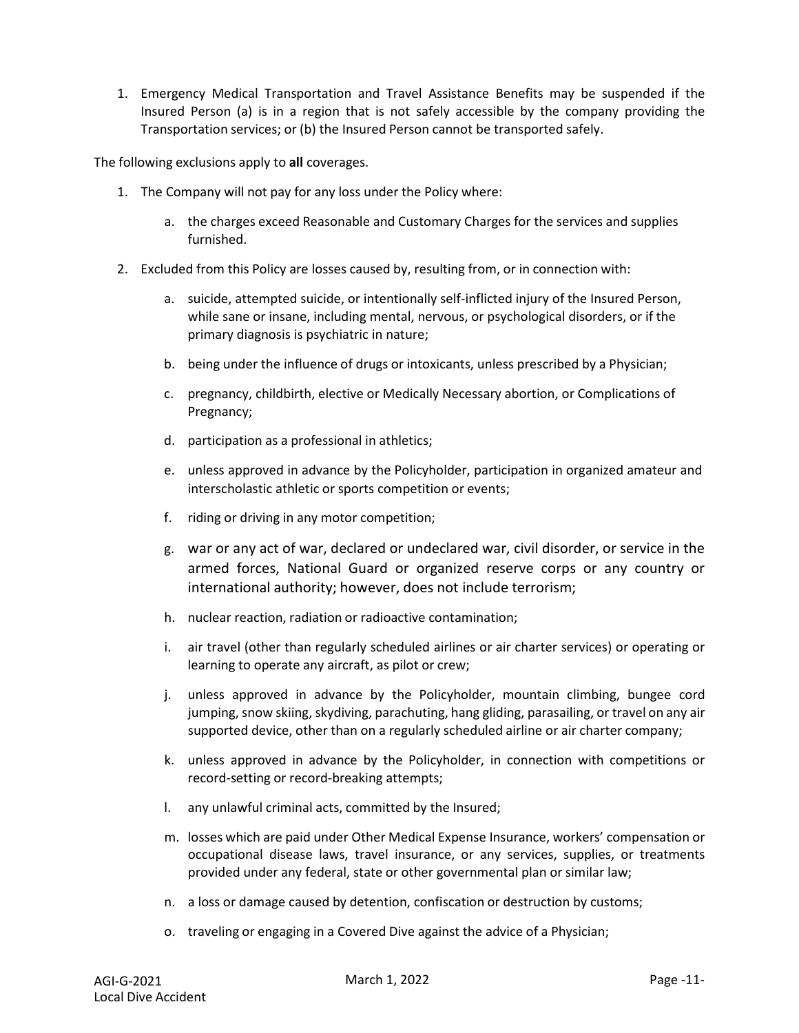1. Emergency Medical Transportation and Travel Assistance Benefits may be suspended if the Insured Person (a) is in a region that is not safely accessible by the company providing the Transportation services; or (b) the Insured Person cannot be transported safely.

The following exclusions apply to **all** coverages.

1. The Company will not pay for any loss under the Policy where:

   a. the charges exceed Reasonable and Customary Charges for the services and supplies furnished.

2. Excluded from this Policy are losses caused by, resulting from, or in connection with:

   a. suicide, attempted suicide, or intentionally self-inflicted injury of the Insured Person, while sane or insane, including mental, nervous, or psychological disorders, or if the primary diagnosis is psychiatric in nature;

   b. being under the influence of drugs or intoxicants, unless prescribed by a Physician;

   c. pregnancy, childbirth, elective or Medically Necessary abortion, or Complications of Pregnancy;

   d. participation as a professional in athletics;

   e. unless approved in advance by the Policyholder, participation in organized amateur and interscholastic athletic or sports competition or events;

   f. riding or driving in any motor competition;

   g. war or any act of war, declared or undeclared war, civil disorder, or service in the armed forces, National Guard or organized reserve corps or any country or international authority; however, does not include terrorism;

   h. nuclear reaction, radiation or radioactive contamination;

   i. air travel (other than regularly scheduled airlines or air charter services) or operating or learning to operate any aircraft, as pilot or crew;

   j. unless approved in advance by the Policyholder, mountain climbing, bungee cord jumping, snow skiing, skydiving, parachuting, hang gliding, parasailing, or travel on any air supported device, other than on a regularly scheduled airline or air charter company;

   k. unless approved in advance by the Policyholder, in connection with competitions or record-setting or record-breaking attempts;

   l. any unlawful criminal acts, committed by the Insured;

   m. losses which are paid under Other Medical Expense Insurance, workers' compensation or occupational disease laws, travel insurance, or any services, supplies, or treatments provided under any federal, state or other governmental plan or similar law;

   n. a loss or damage caused by detention, confiscation or destruction by customs;

   o. traveling or engaging in a Covered Dive against the advice of a Physician;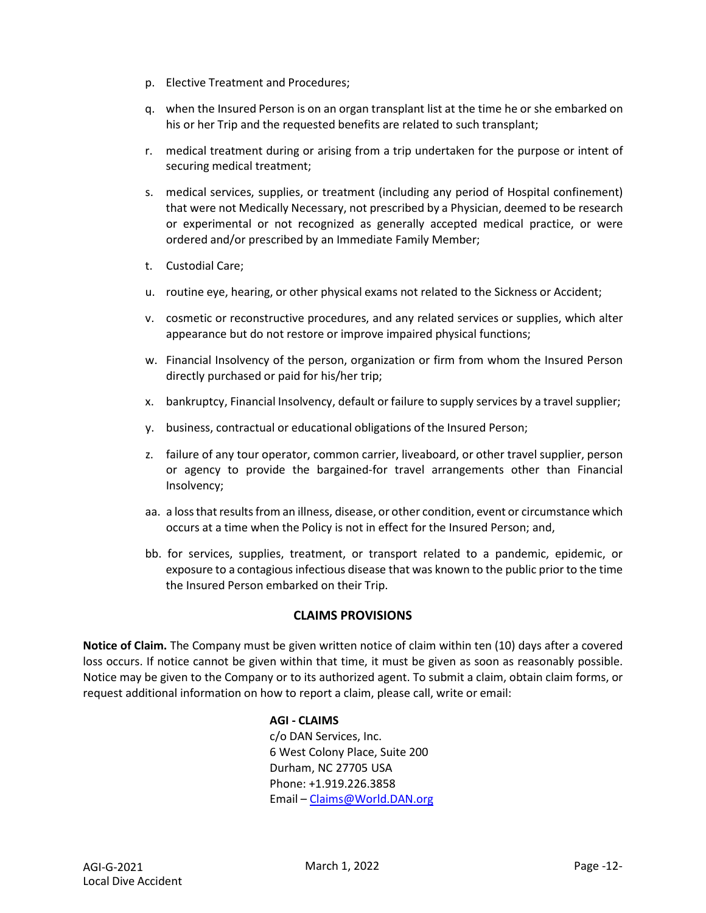p. Elective Treatment and Procedures;

q. when the Insured Person is on an organ transplant list at the time he or she embarked on his or her Trip and the requested benefits are related to such transplant;

r. medical treatment during or arising from a trip undertaken for the purpose or intent of securing medical treatment;

s. medical services, supplies, or treatment (including any period of Hospital confinement) that were not Medically Necessary, not prescribed by a Physician, deemed to be research or experimental or not recognized as generally accepted medical practice, or were ordered and/or prescribed by an Immediate Family Member;

t. Custodial Care;

u. routine eye, hearing, or other physical exams not related to the Sickness or Accident;

v. cosmetic or reconstructive procedures, and any related services or supplies, which alter appearance but do not restore or improve impaired physical functions;

w. Financial Insolvency of the person, organization or firm from whom the Insured Person directly purchased or paid for his/her trip;

x. bankruptcy, Financial Insolvency, default or failure to supply services by a travel supplier;

y. business, contractual or educational obligations of the Insured Person;

z. failure of any tour operator, common carrier, liveaboard, or other travel supplier, person or agency to provide the bargained-for travel arrangements other than Financial Insolvency;

aa. a loss that results from an illness, disease, or other condition, event or circumstance which occurs at a time when the Policy is not in effect for the Insured Person; and,

bb. for services, supplies, treatment, or transport related to a pandemic, epidemic, or exposure to a contagious infectious disease that was known to the public prior to the time the Insured Person embarked on their Trip.

## CLAIMS PROVISIONS

**Notice of Claim.** The Company must be given written notice of claim within ten (10) days after a covered loss occurs. If notice cannot be given within that time, it must be given as soon as reasonably possible. Notice may be given to the Company or to its authorized agent. To submit a claim, obtain claim forms, or request additional information on how to report a claim, please call, write or email:

**AGI - CLAIMS**
c/o DAN Services, Inc.
6 West Colony Place, Suite 200
Durham, NC 27705 USA
Phone: +1.919.226.3858
Email – Claims@World.DAN.org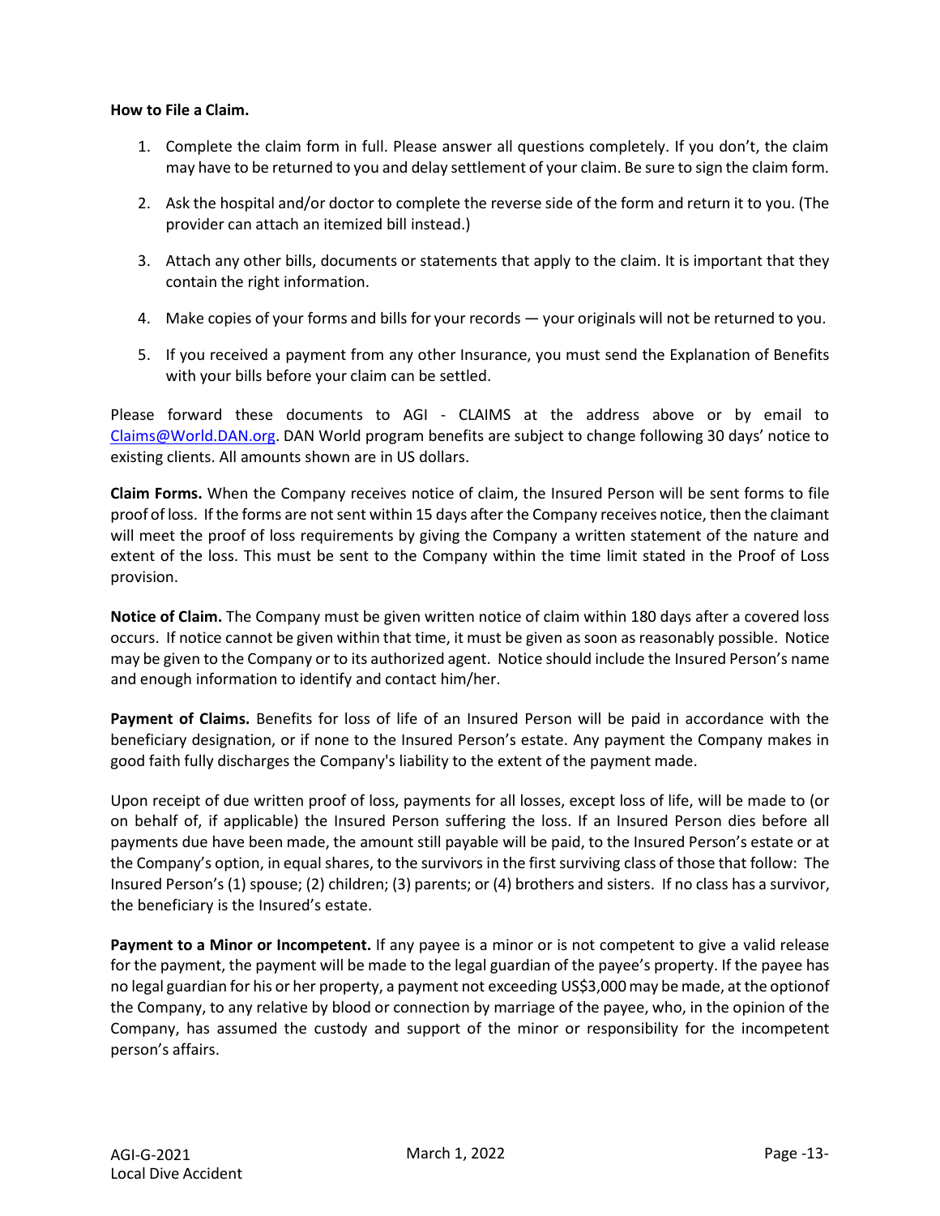**How to File a Claim.**

1. Complete the claim form in full. Please answer all questions completely. If you don't, the claim may have to be returned to you and delay settlement of your claim. Be sure to sign the claim form.

2. Ask the hospital and/or doctor to complete the reverse side of the form and return it to you. (The provider can attach an itemized bill instead.)

3. Attach any other bills, documents or statements that apply to the claim. It is important that they contain the right information.

4. Make copies of your forms and bills for your records — your originals will not be returned to you.

5. If you received a payment from any other Insurance, you must send the Explanation of Benefits with your bills before your claim can be settled.

Please forward these documents to AGI - CLAIMS at the address above or by email to Claims@World.DAN.org. DAN World program benefits are subject to change following 30 days' notice to existing clients. All amounts shown are in US dollars.

**Claim Forms.** When the Company receives notice of claim, the Insured Person will be sent forms to file proof of loss. If the forms are not sent within 15 days after the Company receives notice, then the claimant will meet the proof of loss requirements by giving the Company a written statement of the nature and extent of the loss. This must be sent to the Company within the time limit stated in the Proof of Loss provision.

**Notice of Claim.** The Company must be given written notice of claim within 180 days after a covered loss occurs. If notice cannot be given within that time, it must be given as soon as reasonably possible. Notice may be given to the Company or to its authorized agent. Notice should include the Insured Person's name and enough information to identify and contact him/her.

**Payment of Claims.** Benefits for loss of life of an Insured Person will be paid in accordance with the beneficiary designation, or if none to the Insured Person's estate. Any payment the Company makes in good faith fully discharges the Company's liability to the extent of the payment made.

Upon receipt of due written proof of loss, payments for all losses, except loss of life, will be made to (or on behalf of, if applicable) the Insured Person suffering the loss. If an Insured Person dies before all payments due have been made, the amount still payable will be paid, to the Insured Person's estate or at the Company's option, in equal shares, to the survivors in the first surviving class of those that follow: The Insured Person's (1) spouse; (2) children; (3) parents; or (4) brothers and sisters. If no class has a survivor, the beneficiary is the Insured's estate.

**Payment to a Minor or Incompetent.** If any payee is a minor or is not competent to give a valid release for the payment, the payment will be made to the legal guardian of the payee's property. If the payee has no legal guardian for his or her property, a payment not exceeding US$3,000 may be made, at the optionof the Company, to any relative by blood or connection by marriage of the payee, who, in the opinion of the Company, has assumed the custody and support of the minor or responsibility for the incompetent person's affairs.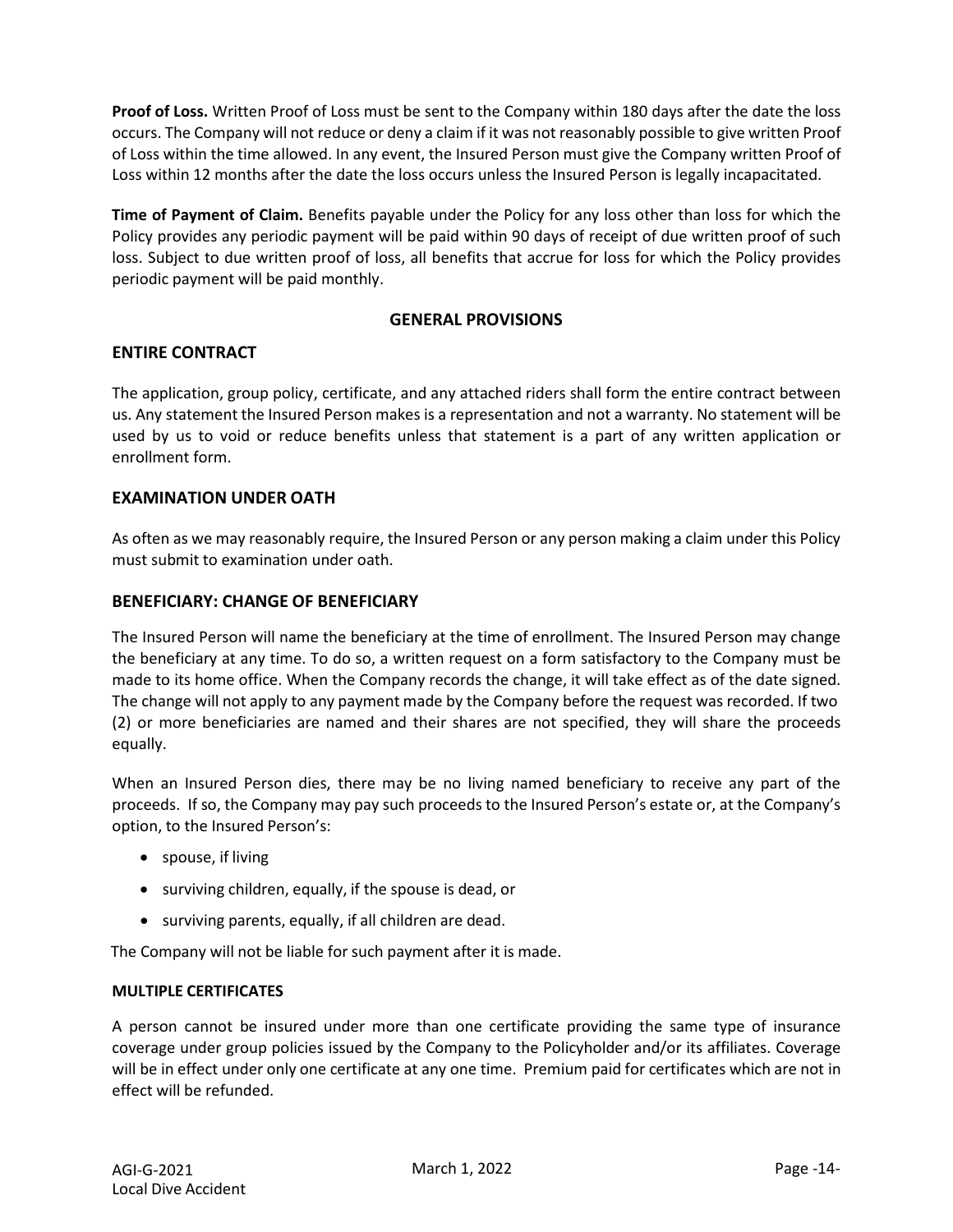**Proof of Loss.** Written Proof of Loss must be sent to the Company within 180 days after the date the loss occurs. The Company will not reduce or deny a claim if it was not reasonably possible to give written Proof of Loss within the time allowed. In any event, the Insured Person must give the Company written Proof of Loss within 12 months after the date the loss occurs unless the Insured Person is legally incapacitated.

**Time of Payment of Claim.** Benefits payable under the Policy for any loss other than loss for which the Policy provides any periodic payment will be paid within 90 days of receipt of due written proof of such loss. Subject to due written proof of loss, all benefits that accrue for loss for which the Policy provides periodic payment will be paid monthly.

## GENERAL PROVISIONS

### ENTIRE CONTRACT

The application, group policy, certificate, and any attached riders shall form the entire contract between us. Any statement the Insured Person makes is a representation and not a warranty. No statement will be used by us to void or reduce benefits unless that statement is a part of any written application or enrollment form.

### EXAMINATION UNDER OATH

As often as we may reasonably require, the Insured Person or any person making a claim under this Policy must submit to examination under oath.

### BENEFICIARY: CHANGE OF BENEFICIARY

The Insured Person will name the beneficiary at the time of enrollment. The Insured Person may change the beneficiary at any time. To do so, a written request on a form satisfactory to the Company must be made to its home office. When the Company records the change, it will take effect as of the date signed. The change will not apply to any payment made by the Company before the request was recorded. If two (2) or more beneficiaries are named and their shares are not specified, they will share the proceeds equally.

When an Insured Person dies, there may be no living named beneficiary to receive any part of the proceeds. If so, the Company may pay such proceeds to the Insured Person's estate or, at the Company's option, to the Insured Person's:

- spouse, if living
- surviving children, equally, if the spouse is dead, or
- surviving parents, equally, if all children are dead.

The Company will not be liable for such payment after it is made.

**MULTIPLE CERTIFICATES**

A person cannot be insured under more than one certificate providing the same type of insurance coverage under group policies issued by the Company to the Policyholder and/or its affiliates. Coverage will be in effect under only one certificate at any one time. Premium paid for certificates which are not in effect will be refunded.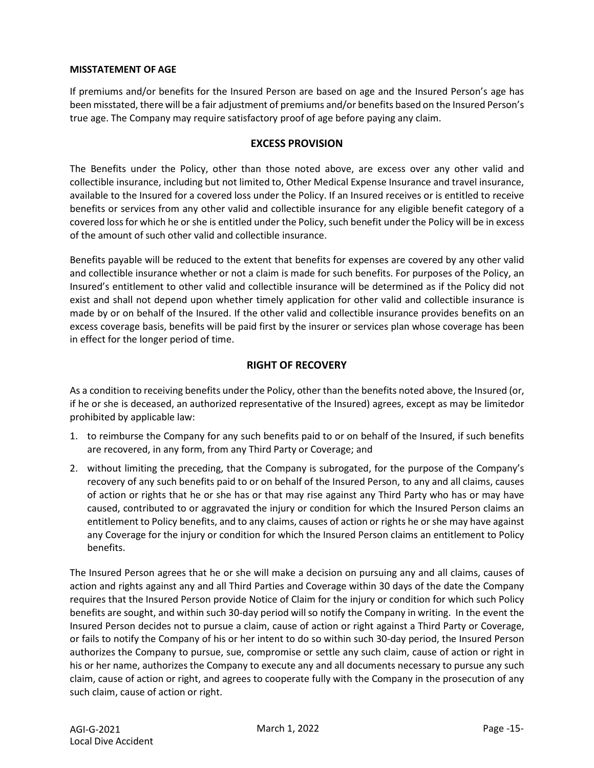**MISSTATEMENT OF AGE**

If premiums and/or benefits for the Insured Person are based on age and the Insured Person's age has been misstated, there will be a fair adjustment of premiums and/or benefits based on the Insured Person's true age. The Company may require satisfactory proof of age before paying any claim.

## EXCESS PROVISION

The Benefits under the Policy, other than those noted above, are excess over any other valid and collectible insurance, including but not limited to, Other Medical Expense Insurance and travel insurance, available to the Insured for a covered loss under the Policy. If an Insured receives or is entitled to receive benefits or services from any other valid and collectible insurance for any eligible benefit category of a covered loss for which he or she is entitled under the Policy, such benefit under the Policy will be in excess of the amount of such other valid and collectible insurance.

Benefits payable will be reduced to the extent that benefits for expenses are covered by any other valid and collectible insurance whether or not a claim is made for such benefits. For purposes of the Policy, an Insured's entitlement to other valid and collectible insurance will be determined as if the Policy did not exist and shall not depend upon whether timely application for other valid and collectible insurance is made by or on behalf of the Insured. If the other valid and collectible insurance provides benefits on an excess coverage basis, benefits will be paid first by the insurer or services plan whose coverage has been in effect for the longer period of time.

## RIGHT OF RECOVERY

As a condition to receiving benefits under the Policy, other than the benefits noted above, the Insured (or, if he or she is deceased, an authorized representative of the Insured) agrees, except as may be limitedor prohibited by applicable law:

1. to reimburse the Company for any such benefits paid to or on behalf of the Insured, if such benefits are recovered, in any form, from any Third Party or Coverage; and
2. without limiting the preceding, that the Company is subrogated, for the purpose of the Company's recovery of any such benefits paid to or on behalf of the Insured Person, to any and all claims, causes of action or rights that he or she has or that may rise against any Third Party who has or may have caused, contributed to or aggravated the injury or condition for which the Insured Person claims an entitlement to Policy benefits, and to any claims, causes of action or rights he or she may have against any Coverage for the injury or condition for which the Insured Person claims an entitlement to Policy benefits.

The Insured Person agrees that he or she will make a decision on pursuing any and all claims, causes of action and rights against any and all Third Parties and Coverage within 30 days of the date the Company requires that the Insured Person provide Notice of Claim for the injury or condition for which such Policy benefits are sought, and within such 30-day period will so notify the Company in writing. In the event the Insured Person decides not to pursue a claim, cause of action or right against a Third Party or Coverage, or fails to notify the Company of his or her intent to do so within such 30-day period, the Insured Person authorizes the Company to pursue, sue, compromise or settle any such claim, cause of action or right in his or her name, authorizes the Company to execute any and all documents necessary to pursue any such claim, cause of action or right, and agrees to cooperate fully with the Company in the prosecution of any such claim, cause of action or right.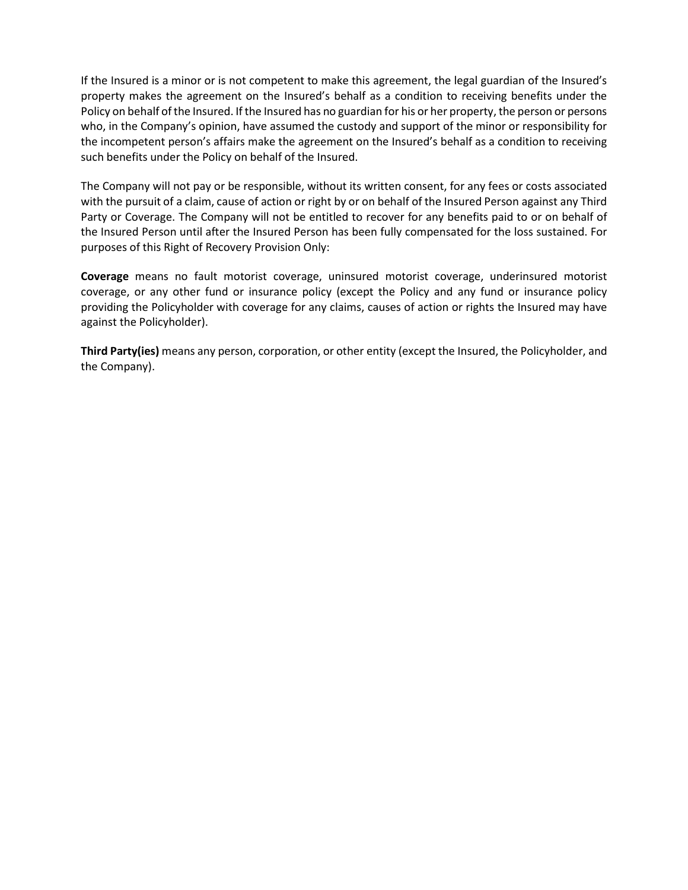If the Insured is a minor or is not competent to make this agreement, the legal guardian of the Insured's property makes the agreement on the Insured's behalf as a condition to receiving benefits under the Policy on behalf of the Insured. If the Insured has no guardian for his or her property, the person or persons who, in the Company's opinion, have assumed the custody and support of the minor or responsibility for the incompetent person's affairs make the agreement on the Insured's behalf as a condition to receiving such benefits under the Policy on behalf of the Insured.

The Company will not pay or be responsible, without its written consent, for any fees or costs associated with the pursuit of a claim, cause of action or right by or on behalf of the Insured Person against any Third Party or Coverage. The Company will not be entitled to recover for any benefits paid to or on behalf of the Insured Person until after the Insured Person has been fully compensated for the loss sustained. For purposes of this Right of Recovery Provision Only:

**Coverage** means no fault motorist coverage, uninsured motorist coverage, underinsured motorist coverage, or any other fund or insurance policy (except the Policy and any fund or insurance policy providing the Policyholder with coverage for any claims, causes of action or rights the Insured may have against the Policyholder).

**Third Party(ies)** means any person, corporation, or other entity (except the Insured, the Policyholder, and the Company).